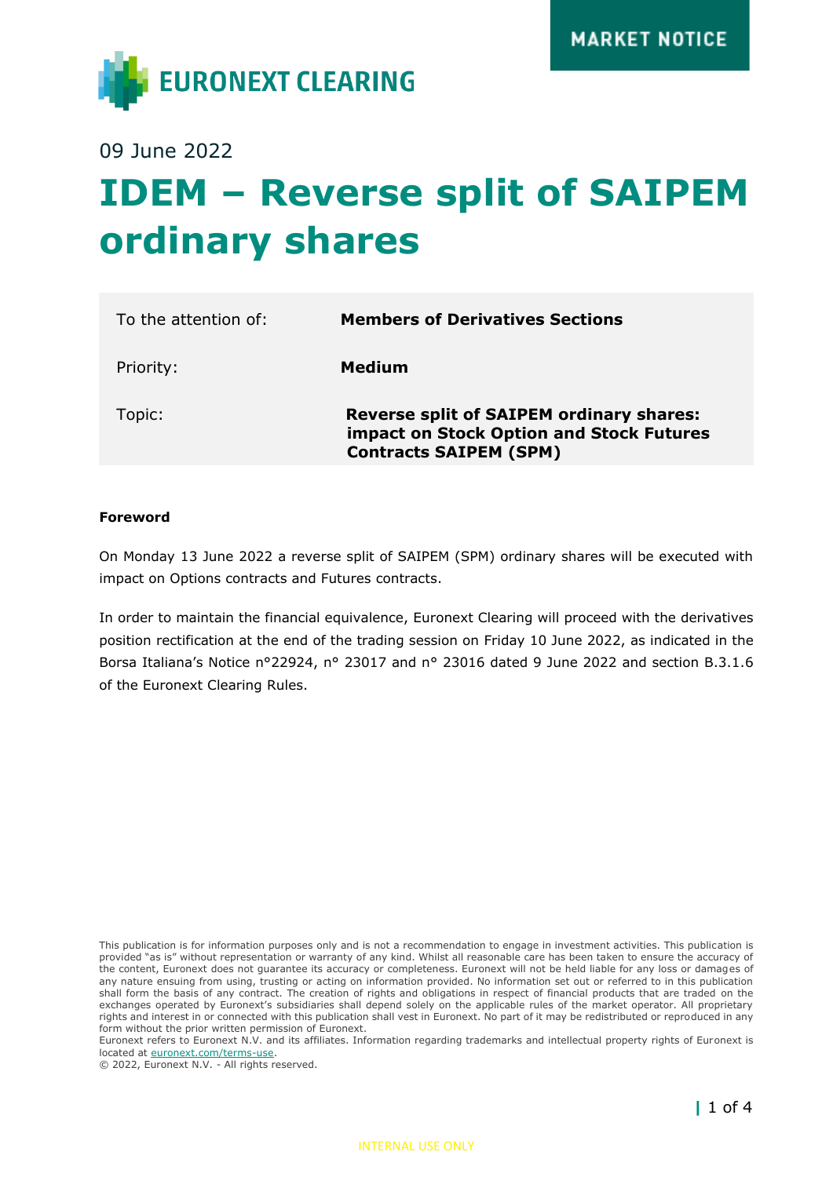MARKET NOTICE

EURONEXT CLEARING

09 June 2022

# IDEM – Reverse split of SAIPEM ordinary shares

| | |
|---|---|
| To the attention of: | **Members of Derivatives Sections** |
| Priority: | **Medium** |
| Topic: | **Reverse split of SAIPEM ordinary shares: impact on Stock Option and Stock Futures Contracts SAIPEM (SPM)** |

**Foreword**

On Monday 13 June 2022 a reverse split of SAIPEM (SPM) ordinary shares will be executed with impact on Options contracts and Futures contracts.

In order to maintain the financial equivalence, Euronext Clearing will proceed with the derivatives position rectification at the end of the trading session on Friday 10 June 2022, as indicated in the Borsa Italiana's Notice n°22924, n° 23017 and n° 23016 dated 9 June 2022 and section B.3.1.6 of the Euronext Clearing Rules.

This publication is for information purposes only and is not a recommendation to engage in investment activities. This publication is provided "as is" without representation or warranty of any kind. Whilst all reasonable care has been taken to ensure the accuracy of the content, Euronext does not guarantee its accuracy or completeness. Euronext will not be held liable for any loss or damages of any nature ensuing from using, trusting or acting on information provided. No information set out or referred to in this publication shall form the basis of any contract. The creation of rights and obligations in respect of financial products that are traded on the exchanges operated by Euronext's subsidiaries shall depend solely on the applicable rules of the market operator. All proprietary rights and interest in or connected with this publication shall vest in Euronext. No part of it may be redistributed or reproduced in any form without the prior written permission of Euronext.
Euronext refers to Euronext N.V. and its affiliates. Information regarding trademarks and intellectual property rights of Euronext is located at euronext.com/terms-use.
© 2022, Euronext N.V. - All rights reserved.

INTERNAL USE ONLY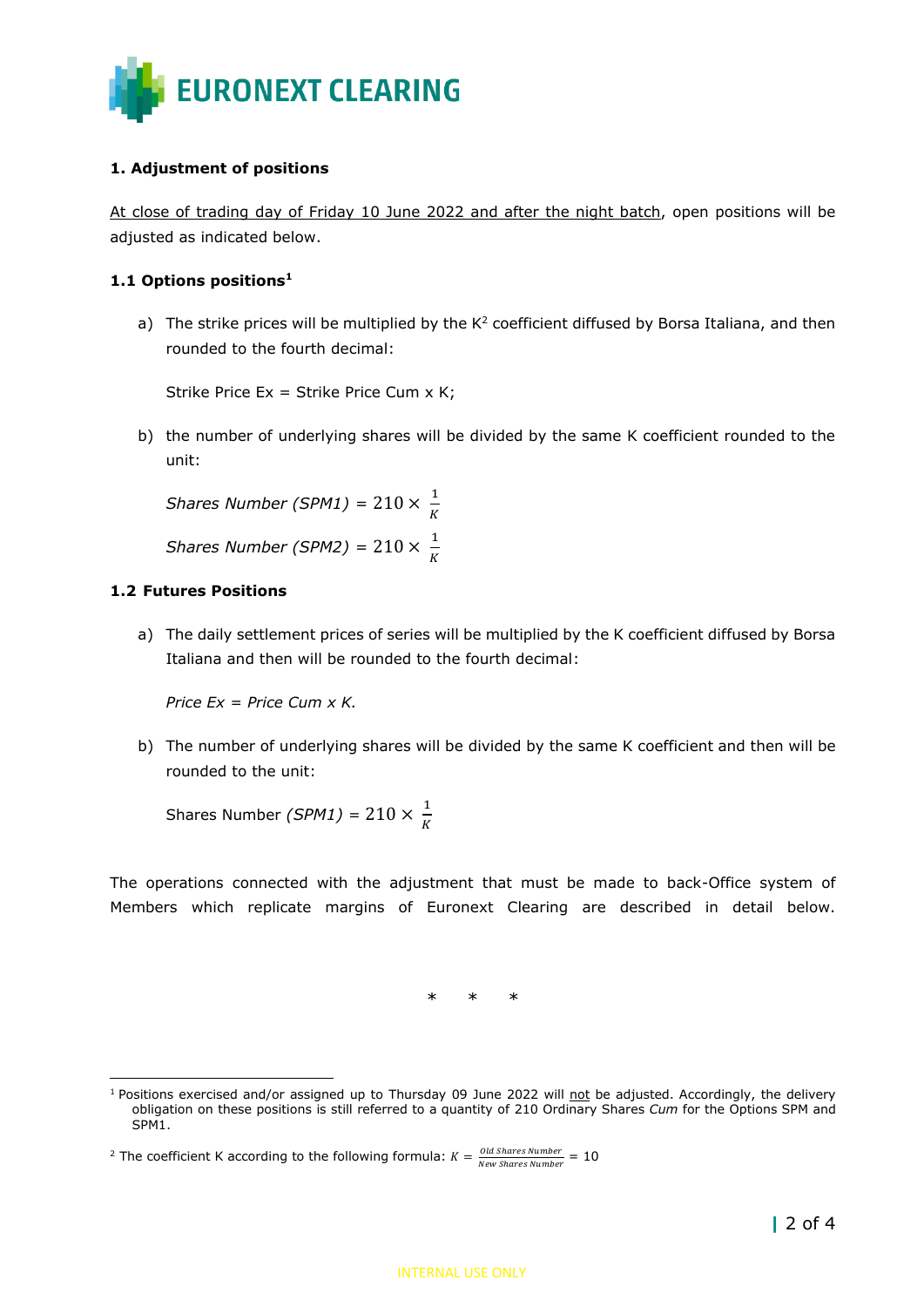### 1. Adjustment of positions

At close of trading day of Friday 10 June 2022 and after the night batch, open positions will be adjusted as indicated below.

#### 1.1 Options positions[1]

a) The strike prices will be multiplied by the K[2] coefficient diffused by Borsa Italiana, and then rounded to the fourth decimal:

   Strike Price Ex = Strike Price Cum x K;

b) the number of underlying shares will be divided by the same K coefficient rounded to the unit:

   *Shares Number (SPM1)* = $210 \times \frac{1}{K}$

   *Shares Number (SPM2)* = $210 \times \frac{1}{K}$

#### 1.2 Futures Positions

a) The daily settlement prices of series will be multiplied by the K coefficient diffused by Borsa Italiana and then will be rounded to the fourth decimal:

   *Price Ex = Price Cum x K.*

b) The number of underlying shares will be divided by the same K coefficient and then will be rounded to the unit:

   Shares Number *(SPM1)* = $210 \times \frac{1}{K}$

The operations connected with the adjustment that must be made to back-Office system of Members which replicate margins of Euronext Clearing are described in detail below.

\* \* \*

[1] Positions exercised and/or assigned up to Thursday 09 June 2022 will not be adjusted. Accordingly, the delivery obligation on these positions is still referred to a quantity of 210 Ordinary Shares *Cum* for the Options SPM and SPM1.

[2] The coefficient K according to the following formula: $K = \frac{Old\ Shares\ Number}{New\ Shares\ Number} = 10$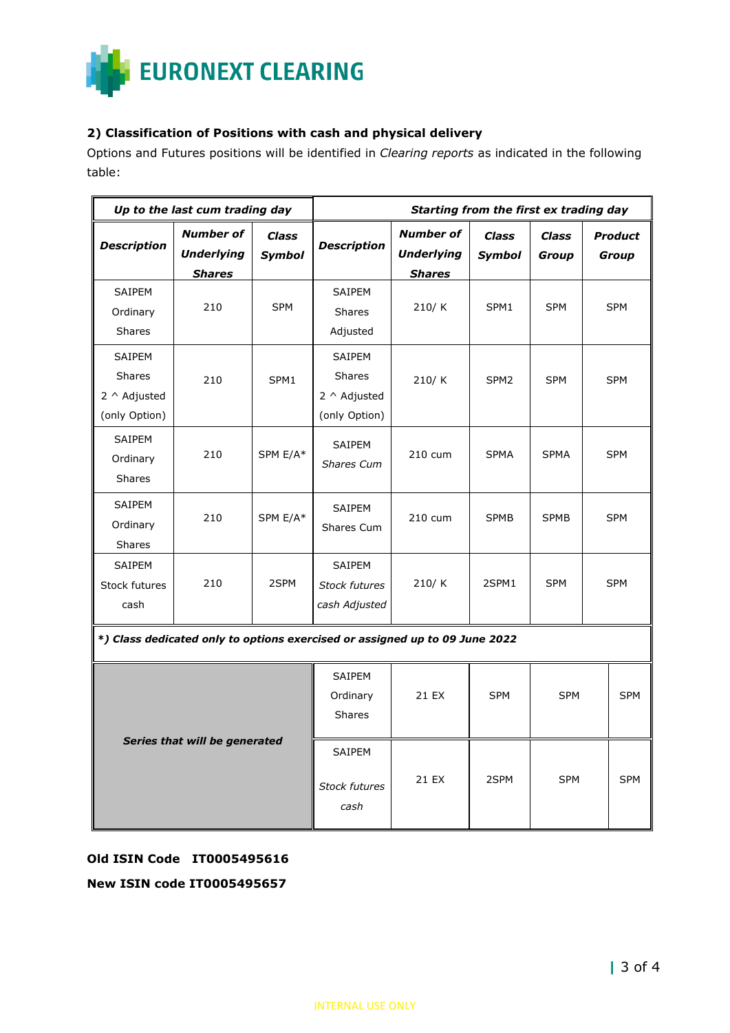## 2) Classification of Positions with cash and physical delivery

Options and Futures positions will be identified in *Clearing reports* as indicated in the following table:

| ***Up to the last cum trading day*** | | | ***Starting from the first ex trading day*** | | | | |
|---|---|---|---|---|---|---|---|
| ***Description*** | ***Number of Underlying Shares*** | ***Class Symbol*** | ***Description*** | ***Number of Underlying Shares*** | ***Class Symbol*** | ***Class Group*** | ***Product Group*** |
| SAIPEM Ordinary Shares | 210 | SPM | SAIPEM Shares Adjusted | 210/ K | SPM1 | SPM | SPM |
| SAIPEM Shares 2 ^ Adjusted (only Option) | 210 | SPM1 | SAIPEM Shares 2 ^ Adjusted (only Option) | 210/ K | SPM2 | SPM | SPM |
| SAIPEM Ordinary Shares | 210 | SPM E/A* | SAIPEM *Shares Cum* | 210 cum | SPMA | SPMA | SPM |
| SAIPEM Ordinary Shares | 210 | SPM E/A* | SAIPEM Shares Cum | 210 cum | SPMB | SPMB | SPM |
| SAIPEM Stock futures cash | 210 | 2SPM | SAIPEM *Stock futures cash Adjusted* | 210/ K | 2SPM1 | SPM | SPM |
| ***\*) Class dedicated only to options exercised or assigned up to 09 June 2022*** | | | | | | | |
| ***Series that will be generated*** | | | SAIPEM Ordinary Shares | 21 EX | SPM | SPM | SPM |
| | | | SAIPEM *Stock futures cash* | 21 EX | 2SPM | SPM | SPM |

**Old ISIN Code IT0005495616**

**New ISIN code IT0005495657**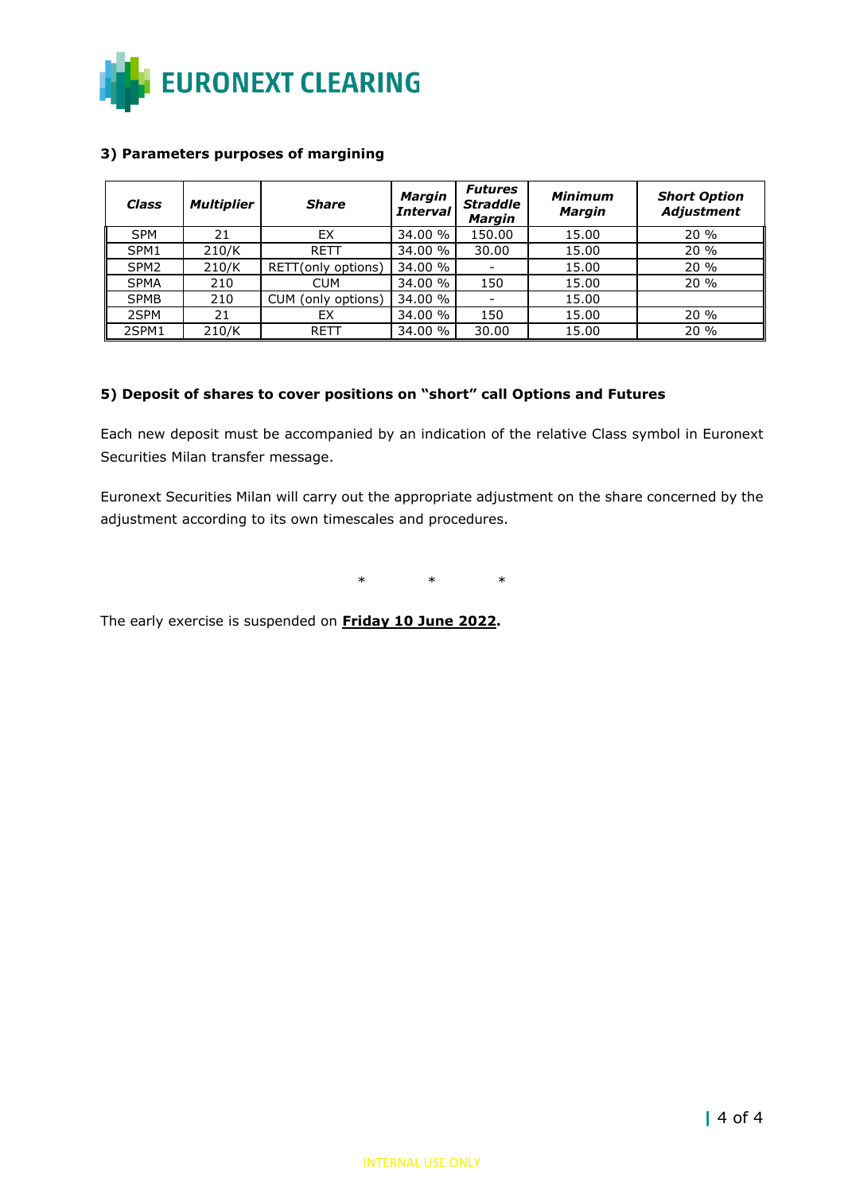### 3) Parameters purposes of margining

| *Class* | *Multiplier* | *Share* | *Margin Interval* | *Futures Straddle Margin* | *Minimum Margin* | *Short Option Adjustment* |
|---|---|---|---|---|---|---|
| SPM | 21 | EX | 34.00 % | 150.00 | 15.00 | 20 % |
| SPM1 | 210/K | RETT | 34.00 % | 30.00 | 15.00 | 20 % |
| SPM2 | 210/K | RETT(only options) | 34.00 % | - | 15.00 | 20 % |
| SPMA | 210 | CUM | 34.00 % | 150 | 15.00 | 20 % |
| SPMB | 210 | CUM (only options) | 34.00 % | - | 15.00 | |
| 2SPM | 21 | EX | 34.00 % | 150 | 15.00 | 20 % |
| 2SPM1 | 210/K | RETT | 34.00 % | 30.00 | 15.00 | 20 % |

### 5) Deposit of shares to cover positions on "short" call Options and Futures

Each new deposit must be accompanied by an indication of the relative Class symbol in Euronext Securities Milan transfer message.

Euronext Securities Milan will carry out the appropriate adjustment on the share concerned by the adjustment according to its own timescales and procedures.

\* \* \*

The early exercise is suspended on **Friday 10 June 2022**.